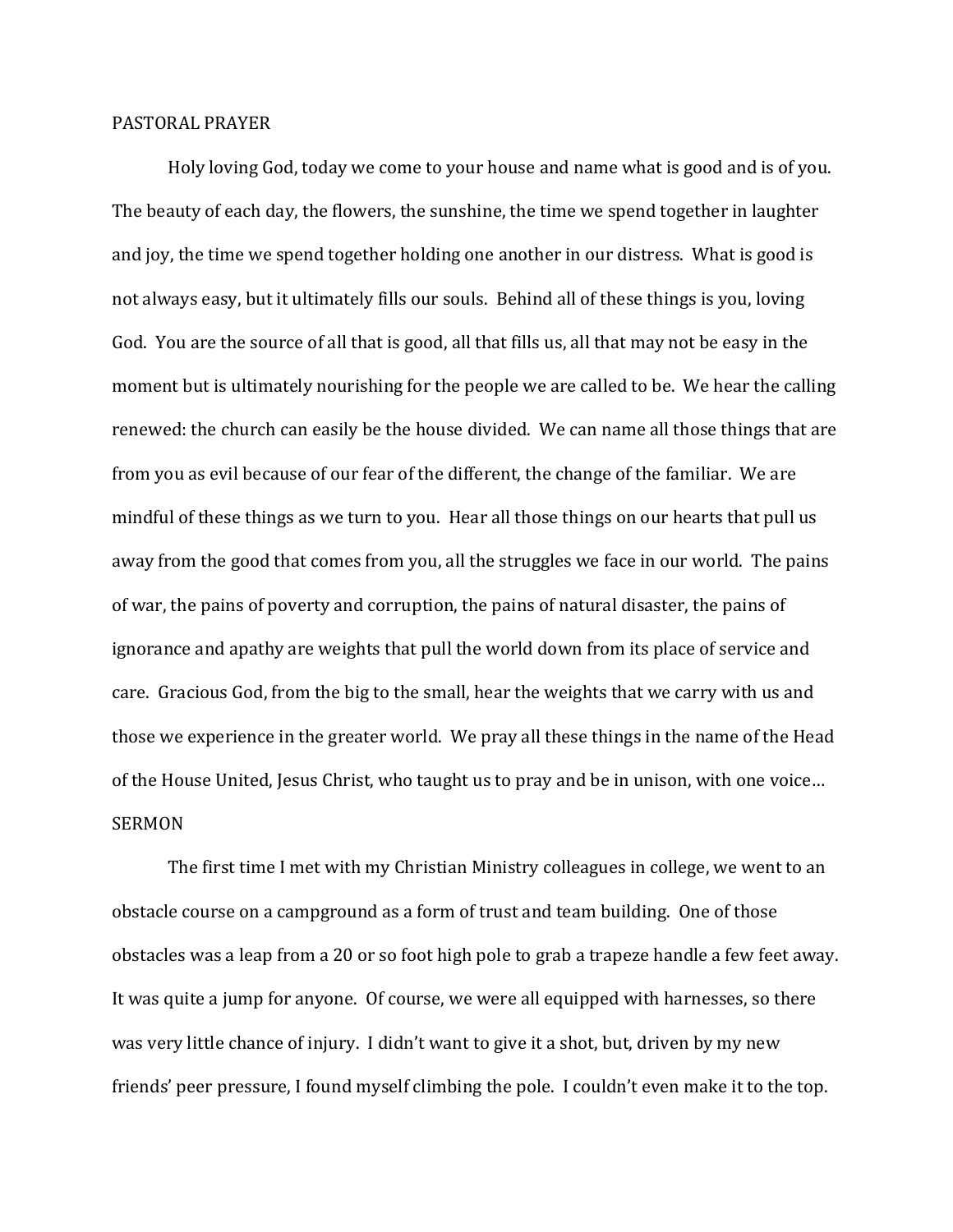## PASTORAL PRAYER

Holy loving God, today we come to your house and name what is good and is of you. The beauty of each day, the flowers, the sunshine, the time we spend together in laughter and joy, the time we spend together holding one another in our distress. What is good is not always easy, but it ultimately fills our souls. Behind all of these things is you, loving God. You are the source of all that is good, all that fills us, all that may not be easy in the moment but is ultimately nourishing for the people we are called to be. We hear the calling renewed: the church can easily be the house divided. We can name all those things that are from you as evil because of our fear of the different, the change of the familiar. We are mindful of these things as we turn to you. Hear all those things on our hearts that pull us away from the good that comes from you, all the struggles we face in our world. The pains of war, the pains of poverty and corruption, the pains of natural disaster, the pains of ignorance and apathy are weights that pull the world down from its place of service and care. Gracious God, from the big to the small, hear the weights that we carry with us and those we experience in the greater world. We pray all these things in the name of the Head of the House United, Jesus Christ, who taught us to pray and be in unison, with one voice…

## SERMON

The first time I met with my Christian Ministry colleagues in college, we went to an obstacle course on a campground as a form of trust and team building. One of those obstacles was a leap from a 20 or so foot high pole to grab a trapeze handle a few feet away. It was quite a jump for anyone. Of course, we were all equipped with harnesses, so there was very little chance of injury. I didn't want to give it a shot, but, driven by my new friends' peer pressure, I found myself climbing the pole. I couldn't even make it to the top.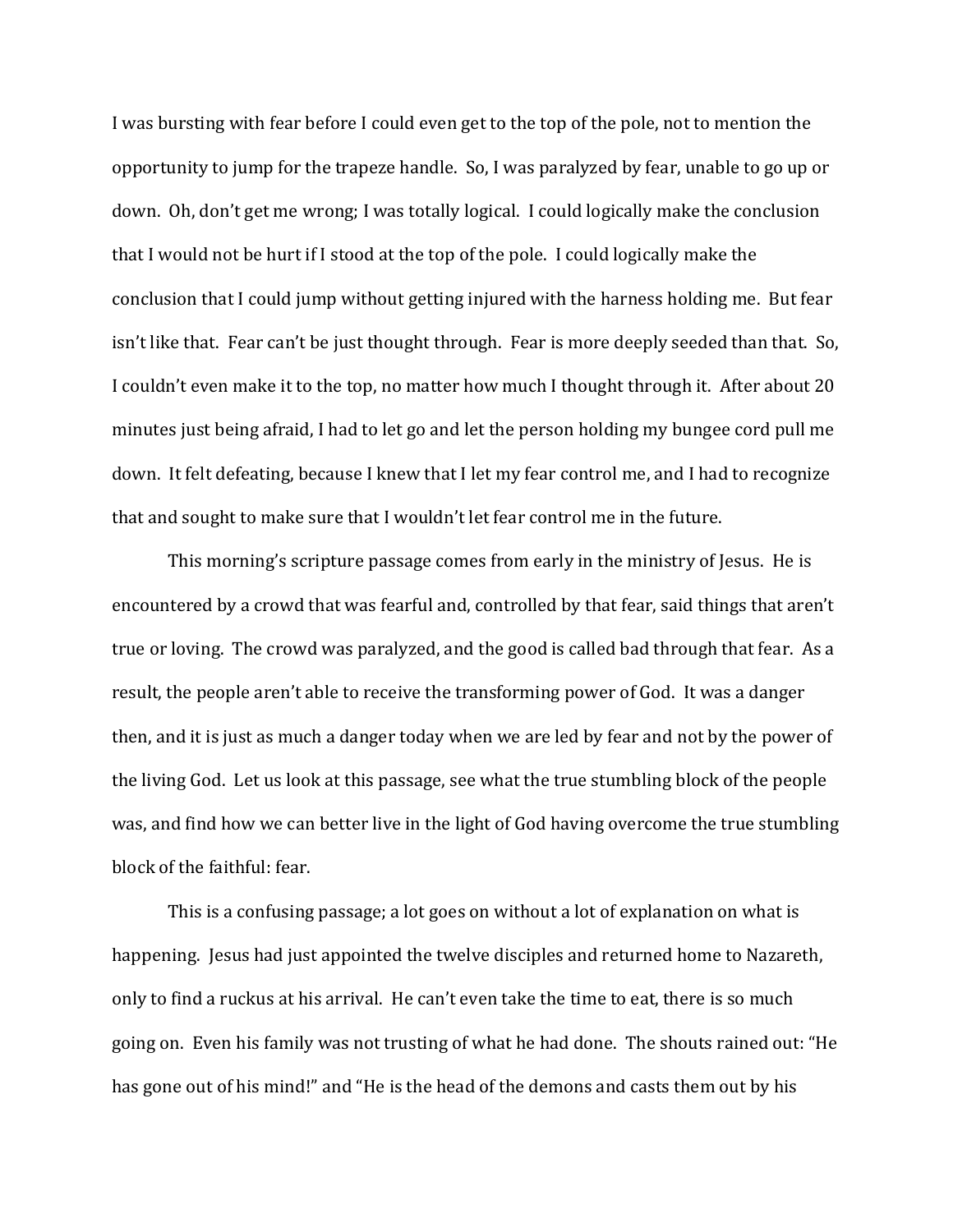I was bursting with fear before I could even get to the top of the pole, not to mention the opportunity to jump for the trapeze handle. So, I was paralyzed by fear, unable to go up or down. Oh, don't get me wrong; I was totally logical. I could logically make the conclusion that I would not be hurt if I stood at the top of the pole. I could logically make the conclusion that I could jump without getting injured with the harness holding me. But fear isn't like that. Fear can't be just thought through. Fear is more deeply seeded than that. So, I couldn't even make it to the top, no matter how much I thought through it. After about 20 minutes just being afraid, I had to let go and let the person holding my bungee cord pull me down. It felt defeating, because I knew that I let my fear control me, and I had to recognize that and sought to make sure that I wouldn't let fear control me in the future.

This morning's scripture passage comes from early in the ministry of Jesus. He is encountered by a crowd that was fearful and, controlled by that fear, said things that aren't true or loving. The crowd was paralyzed, and the good is called bad through that fear. As a result, the people aren't able to receive the transforming power of God. It was a danger then, and it is just as much a danger today when we are led by fear and not by the power of the living God. Let us look at this passage, see what the true stumbling block of the people was, and find how we can better live in the light of God having overcome the true stumbling block of the faithful: fear.

This is a confusing passage; a lot goes on without a lot of explanation on what is happening. Jesus had just appointed the twelve disciples and returned home to Nazareth, only to find a ruckus at his arrival. He can't even take the time to eat, there is so much going on. Even his family was not trusting of what he had done. The shouts rained out: "He has gone out of his mind!" and "He is the head of the demons and casts them out by his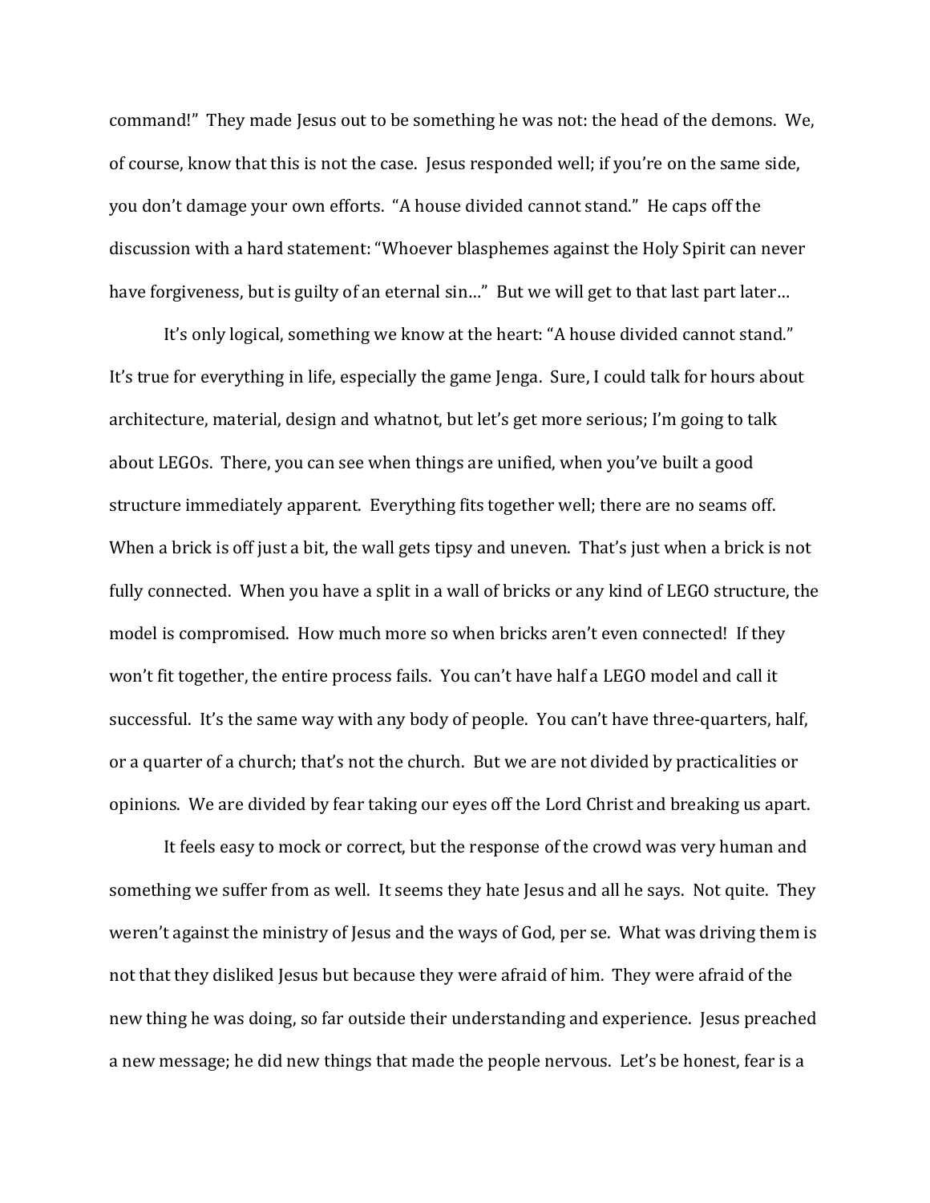command!" They made Jesus out to be something he was not: the head of the demons. We, of course, know that this is not the case. Jesus responded well; if you're on the same side, you don't damage your own efforts. "A house divided cannot stand." He caps off the discussion with a hard statement: "Whoever blasphemes against the Holy Spirit can never have forgiveness, but is guilty of an eternal sin…" But we will get to that last part later…

It's only logical, something we know at the heart: "A house divided cannot stand." It's true for everything in life, especially the game Jenga. Sure, I could talk for hours about architecture, material, design and whatnot, but let's get more serious; I'm going to talk about LEGOs. There, you can see when things are unified, when you've built a good structure immediately apparent. Everything fits together well; there are no seams off. When a brick is off just a bit, the wall gets tipsy and uneven. That's just when a brick is not fully connected. When you have a split in a wall of bricks or any kind of LEGO structure, the model is compromised. How much more so when bricks aren't even connected! If they won't fit together, the entire process fails. You can't have half a LEGO model and call it successful. It's the same way with any body of people. You can't have three-quarters, half, or a quarter of a church; that's not the church. But we are not divided by practicalities or opinions. We are divided by fear taking our eyes off the Lord Christ and breaking us apart.

It feels easy to mock or correct, but the response of the crowd was very human and something we suffer from as well. It seems they hate Jesus and all he says. Not quite. They weren't against the ministry of Jesus and the ways of God, per se. What was driving them is not that they disliked Jesus but because they were afraid of him. They were afraid of the new thing he was doing, so far outside their understanding and experience. Jesus preached a new message; he did new things that made the people nervous. Let's be honest, fear is a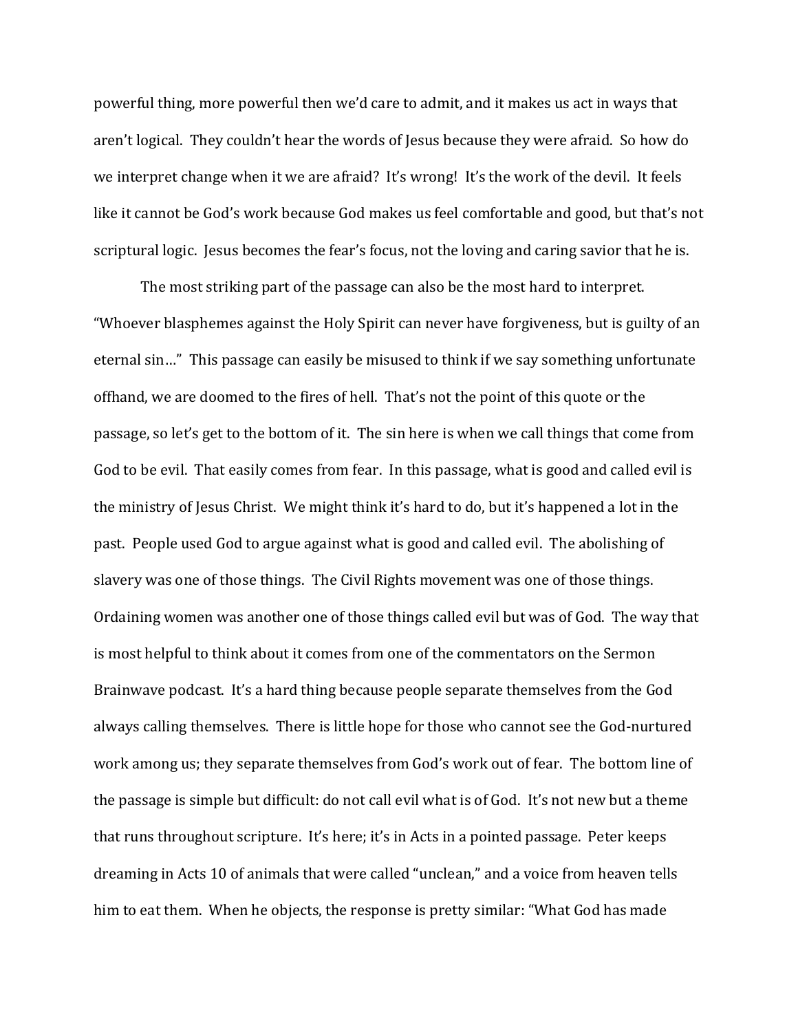powerful thing, more powerful then we'd care to admit, and it makes us act in ways that aren't logical. They couldn't hear the words of Jesus because they were afraid. So how do we interpret change when it we are afraid? It's wrong! It's the work of the devil. It feels like it cannot be God's work because God makes us feel comfortable and good, but that's not scriptural logic. Jesus becomes the fear's focus, not the loving and caring savior that he is.

The most striking part of the passage can also be the most hard to interpret. "Whoever blasphemes against the Holy Spirit can never have forgiveness, but is guilty of an eternal sin…" This passage can easily be misused to think if we say something unfortunate offhand, we are doomed to the fires of hell. That's not the point of this quote or the passage, so let's get to the bottom of it. The sin here is when we call things that come from God to be evil. That easily comes from fear. In this passage, what is good and called evil is the ministry of Jesus Christ. We might think it's hard to do, but it's happened a lot in the past. People used God to argue against what is good and called evil. The abolishing of slavery was one of those things. The Civil Rights movement was one of those things. Ordaining women was another one of those things called evil but was of God. The way that is most helpful to think about it comes from one of the commentators on the Sermon Brainwave podcast. It's a hard thing because people separate themselves from the God always calling themselves. There is little hope for those who cannot see the God-nurtured work among us; they separate themselves from God's work out of fear. The bottom line of the passage is simple but difficult: do not call evil what is of God. It's not new but a theme that runs throughout scripture. It's here; it's in Acts in a pointed passage. Peter keeps dreaming in Acts 10 of animals that were called "unclean," and a voice from heaven tells him to eat them. When he objects, the response is pretty similar: "What God has made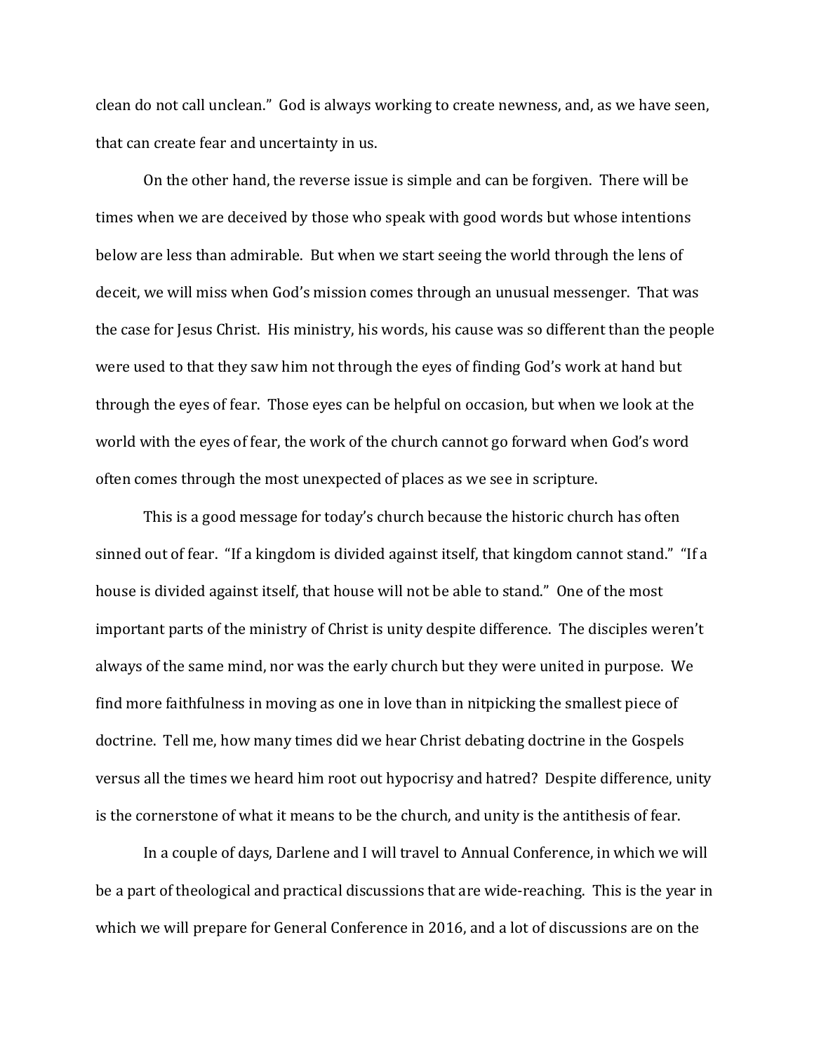clean do not call unclean." God is always working to create newness, and, as we have seen, that can create fear and uncertainty in us.

On the other hand, the reverse issue is simple and can be forgiven. There will be times when we are deceived by those who speak with good words but whose intentions below are less than admirable. But when we start seeing the world through the lens of deceit, we will miss when God's mission comes through an unusual messenger. That was the case for Jesus Christ. His ministry, his words, his cause was so different than the people were used to that they saw him not through the eyes of finding God's work at hand but through the eyes of fear. Those eyes can be helpful on occasion, but when we look at the world with the eyes of fear, the work of the church cannot go forward when God's word often comes through the most unexpected of places as we see in scripture.

This is a good message for today's church because the historic church has often sinned out of fear. "If a kingdom is divided against itself, that kingdom cannot stand." "If a house is divided against itself, that house will not be able to stand." One of the most important parts of the ministry of Christ is unity despite difference. The disciples weren't always of the same mind, nor was the early church but they were united in purpose. We find more faithfulness in moving as one in love than in nitpicking the smallest piece of doctrine. Tell me, how many times did we hear Christ debating doctrine in the Gospels versus all the times we heard him root out hypocrisy and hatred? Despite difference, unity is the cornerstone of what it means to be the church, and unity is the antithesis of fear.

In a couple of days, Darlene and I will travel to Annual Conference, in which we will be a part of theological and practical discussions that are wide-reaching. This is the year in which we will prepare for General Conference in 2016, and a lot of discussions are on the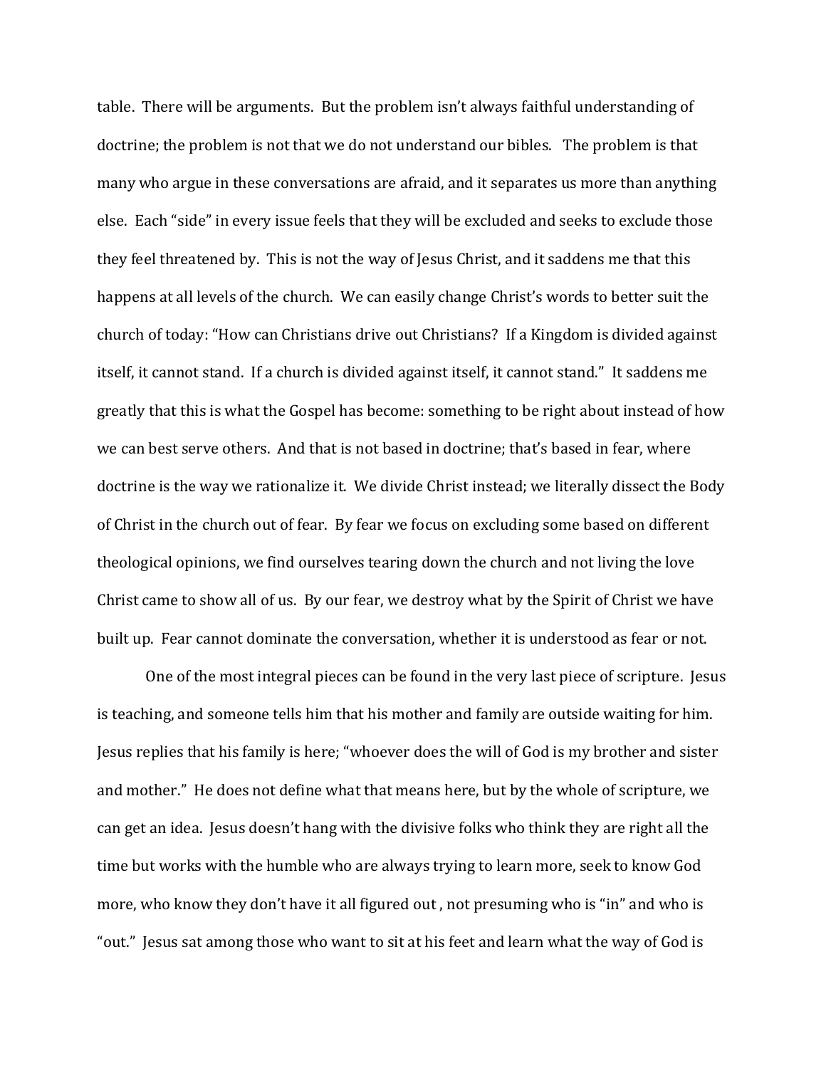table. There will be arguments. But the problem isn't always faithful understanding of doctrine; the problem is not that we do not understand our bibles. The problem is that many who argue in these conversations are afraid, and it separates us more than anything else. Each "side" in every issue feels that they will be excluded and seeks to exclude those they feel threatened by. This is not the way of Jesus Christ, and it saddens me that this happens at all levels of the church. We can easily change Christ's words to better suit the church of today: "How can Christians drive out Christians? If a Kingdom is divided against itself, it cannot stand. If a church is divided against itself, it cannot stand." It saddens me greatly that this is what the Gospel has become: something to be right about instead of how we can best serve others. And that is not based in doctrine; that's based in fear, where doctrine is the way we rationalize it. We divide Christ instead; we literally dissect the Body of Christ in the church out of fear. By fear we focus on excluding some based on different theological opinions, we find ourselves tearing down the church and not living the love Christ came to show all of us. By our fear, we destroy what by the Spirit of Christ we have built up. Fear cannot dominate the conversation, whether it is understood as fear or not.

One of the most integral pieces can be found in the very last piece of scripture. Jesus is teaching, and someone tells him that his mother and family are outside waiting for him. Jesus replies that his family is here; "whoever does the will of God is my brother and sister and mother." He does not define what that means here, but by the whole of scripture, we can get an idea. Jesus doesn't hang with the divisive folks who think they are right all the time but works with the humble who are always trying to learn more, seek to know God more, who know they don't have it all figured out , not presuming who is "in" and who is "out." Jesus sat among those who want to sit at his feet and learn what the way of God is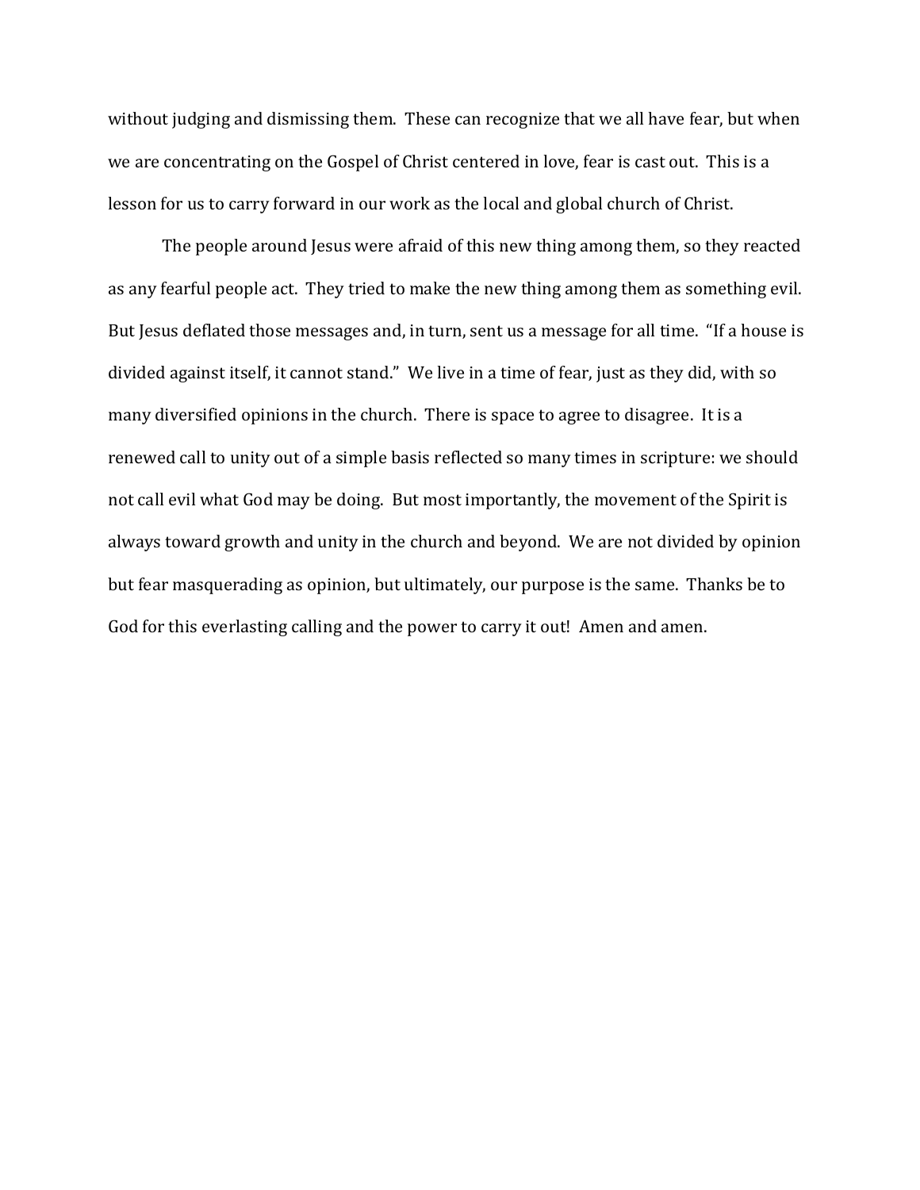without judging and dismissing them. These can recognize that we all have fear, but when we are concentrating on the Gospel of Christ centered in love, fear is cast out. This is a lesson for us to carry forward in our work as the local and global church of Christ.

The people around Jesus were afraid of this new thing among them, so they reacted as any fearful people act. They tried to make the new thing among them as something evil. But Jesus deflated those messages and, in turn, sent us a message for all time. "If a house is divided against itself, it cannot stand." We live in a time of fear, just as they did, with so many diversified opinions in the church. There is space to agree to disagree. It is a renewed call to unity out of a simple basis reflected so many times in scripture: we should not call evil what God may be doing. But most importantly, the movement of the Spirit is always toward growth and unity in the church and beyond. We are not divided by opinion but fear masquerading as opinion, but ultimately, our purpose is the same. Thanks be to God for this everlasting calling and the power to carry it out! Amen and amen.